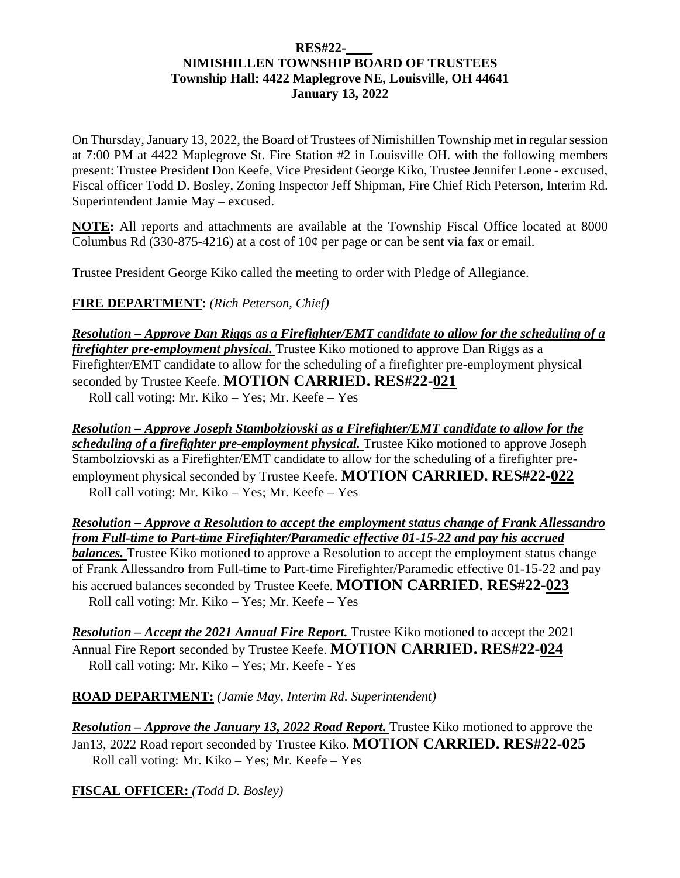**RES#22-\_\_\_\_**
**NIMISHILLEN TOWNSHIP BOARD OF TRUSTEES**
**Township Hall: 4422 Maplegrove NE, Louisville, OH 44641**
**January 13, 2022**

On Thursday, January 13, 2022, the Board of Trustees of Nimishillen Township met in regular session at 7:00 PM at 4422 Maplegrove St. Fire Station #2 in Louisville OH. with the following members present: Trustee President Don Keefe, Vice President George Kiko, Trustee Jennifer Leone - excused, Fiscal officer Todd D. Bosley, Zoning Inspector Jeff Shipman, Fire Chief Rich Peterson, Interim Rd. Superintendent Jamie May – excused.

**NOTE:** All reports and attachments are available at the Township Fiscal Office located at 8000 Columbus Rd (330-875-4216) at a cost of 10¢ per page or can be sent via fax or email.

Trustee President George Kiko called the meeting to order with Pledge of Allegiance.

**FIRE DEPARTMENT:** *(Rich Peterson, Chief)*

***Resolution – Approve Dan Riggs as a Firefighter/EMT candidate to allow for the scheduling of a firefighter pre-employment physical.*** Trustee Kiko motioned to approve Dan Riggs as a Firefighter/EMT candidate to allow for the scheduling of a firefighter pre-employment physical seconded by Trustee Keefe. **MOTION CARRIED. RES#22-021**
Roll call voting: Mr. Kiko – Yes; Mr. Keefe – Yes

***Resolution – Approve Joseph Stambolziovski as a Firefighter/EMT candidate to allow for the scheduling of a firefighter pre-employment physical.*** Trustee Kiko motioned to approve Joseph Stambolziovski as a Firefighter/EMT candidate to allow for the scheduling of a firefighter pre-employment physical seconded by Trustee Keefe. **MOTION CARRIED. RES#22-022**
Roll call voting: Mr. Kiko – Yes; Mr. Keefe – Yes

***Resolution – Approve a Resolution to accept the employment status change of Frank Allessandro from Full-time to Part-time Firefighter/Paramedic effective 01-15-22 and pay his accrued balances.*** Trustee Kiko motioned to approve a Resolution to accept the employment status change of Frank Allessandro from Full-time to Part-time Firefighter/Paramedic effective 01-15-22 and pay his accrued balances seconded by Trustee Keefe. **MOTION CARRIED. RES#22-023**
Roll call voting: Mr. Kiko – Yes; Mr. Keefe – Yes

***Resolution – Accept the 2021 Annual Fire Report.*** Trustee Kiko motioned to accept the 2021 Annual Fire Report seconded by Trustee Keefe. **MOTION CARRIED. RES#22-024**
Roll call voting: Mr. Kiko – Yes; Mr. Keefe - Yes

**ROAD DEPARTMENT:** *(Jamie May, Interim Rd. Superintendent)*

***Resolution – Approve the January 13, 2022 Road Report.*** Trustee Kiko motioned to approve the Jan13, 2022 Road report seconded by Trustee Kiko. **MOTION CARRIED. RES#22-025**
Roll call voting: Mr. Kiko – Yes; Mr. Keefe – Yes

**FISCAL OFFICER:** *(Todd D. Bosley)*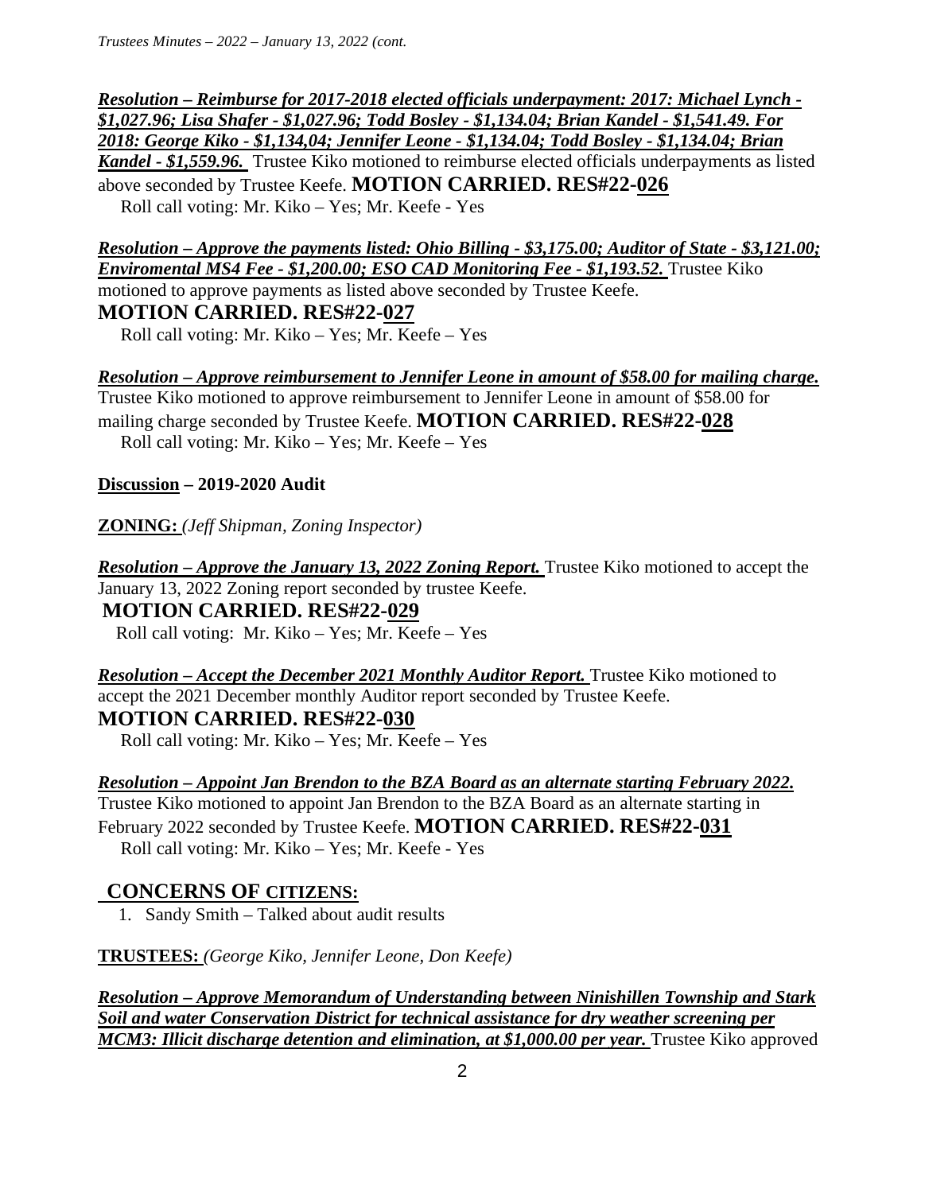***Resolution – Reimburse for 2017-2018 elected officials underpayment: 2017: Michael Lynch - $1,027.96; Lisa Shafer - $1,027.96; Todd Bosley - $1,134.04; Brian Kandel - $1,541.49. For 2018: George Kiko - $1,134,04; Jennifer Leone - $1,134.04; Todd Bosley - $1,134.04; Brian Kandel - $1,559.96.*** Trustee Kiko motioned to reimburse elected officials underpayments as listed above seconded by Trustee Keefe. **MOTION CARRIED. RES#22-026**

Roll call voting: Mr. Kiko – Yes; Mr. Keefe - Yes

***Resolution – Approve the payments listed: Ohio Billing - $3,175.00; Auditor of State - $3,121.00; Enviromental MS4 Fee - $1,200.00; ESO CAD Monitoring Fee - $1,193.52.*** Trustee Kiko motioned to approve payments as listed above seconded by Trustee Keefe.

**MOTION CARRIED. RES#22-027**

Roll call voting: Mr. Kiko – Yes; Mr. Keefe – Yes

***Resolution – Approve reimbursement to Jennifer Leone in amount of $58.00 for mailing charge.*** Trustee Kiko motioned to approve reimbursement to Jennifer Leone in amount of $58.00 for mailing charge seconded by Trustee Keefe. **MOTION CARRIED. RES#22-028**

Roll call voting: Mr. Kiko – Yes; Mr. Keefe – Yes

**Discussion – 2019-2020 Audit**

**ZONING:** *(Jeff Shipman, Zoning Inspector)*

***Resolution – Approve the January 13, 2022 Zoning Report.*** Trustee Kiko motioned to accept the January 13, 2022 Zoning report seconded by trustee Keefe.

**MOTION CARRIED. RES#22-029**

Roll call voting: Mr. Kiko – Yes; Mr. Keefe – Yes

***Resolution – Accept the December 2021 Monthly Auditor Report.*** Trustee Kiko motioned to accept the 2021 December monthly Auditor report seconded by Trustee Keefe.

**MOTION CARRIED. RES#22-030**

Roll call voting: Mr. Kiko – Yes; Mr. Keefe – Yes

***Resolution – Appoint Jan Brendon to the BZA Board as an alternate starting February 2022.*** Trustee Kiko motioned to appoint Jan Brendon to the BZA Board as an alternate starting in February 2022 seconded by Trustee Keefe. **MOTION CARRIED. RES#22-031**

Roll call voting: Mr. Kiko – Yes; Mr. Keefe - Yes

## CONCERNS OF CITIZENS:

1. Sandy Smith – Talked about audit results

**TRUSTEES:** *(George Kiko, Jennifer Leone, Don Keefe)*

***Resolution – Approve Memorandum of Understanding between Ninishillen Township and Stark Soil and water Conservation District for technical assistance for dry weather screening per MCM3: Illicit discharge detention and elimination, at $1,000.00 per year.*** Trustee Kiko approved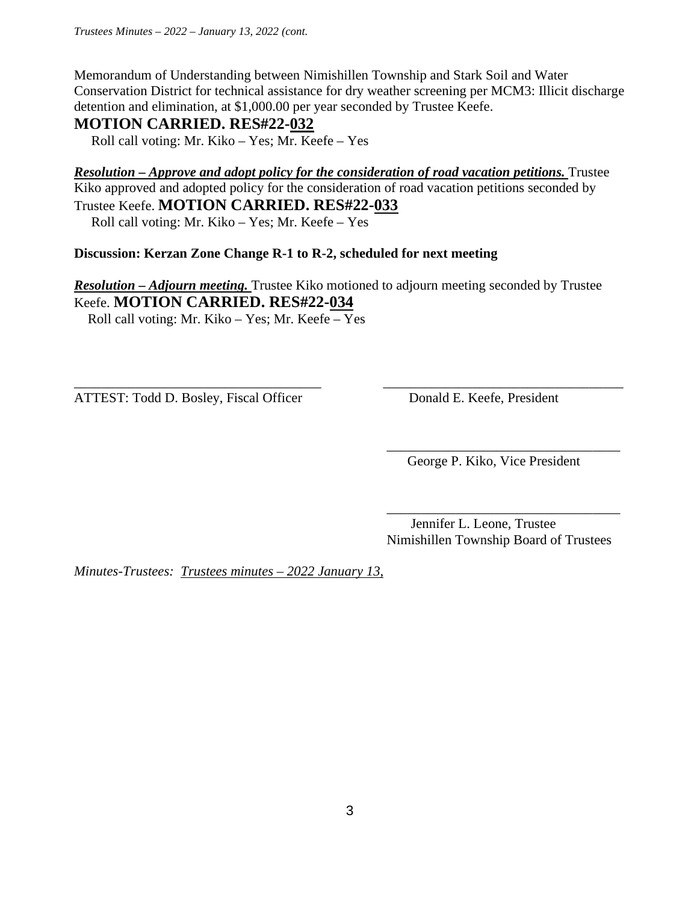Memorandum of Understanding between Nimishillen Township and Stark Soil and Water Conservation District for technical assistance for dry weather screening per MCM3: Illicit discharge detention and elimination, at $1,000.00 per year seconded by Trustee Keefe.

**MOTION CARRIED. RES#22-032**

Roll call voting: Mr. Kiko – Yes; Mr. Keefe – Yes

***Resolution – Approve and adopt policy for the consideration of road vacation petitions.*** Trustee Kiko approved and adopted policy for the consideration of road vacation petitions seconded by Trustee Keefe. **MOTION CARRIED. RES#22-033**

Roll call voting: Mr. Kiko – Yes; Mr. Keefe – Yes

**Discussion: Kerzan Zone Change R-1 to R-2, scheduled for next meeting**

***Resolution – Adjourn meeting.*** Trustee Kiko motioned to adjourn meeting seconded by Trustee Keefe. **MOTION CARRIED. RES#22-034**

Roll call voting: Mr. Kiko – Yes; Mr. Keefe – Yes

___________________________________ ___________________________________

ATTEST: Todd D. Bosley, Fiscal Officer Donald E. Keefe, President

___________________________________

George P. Kiko, Vice President

___________________________________

Jennifer L. Leone, Trustee

Nimishillen Township Board of Trustees

*Minutes-Trustees: Trustees minutes – 2022 January 13,*